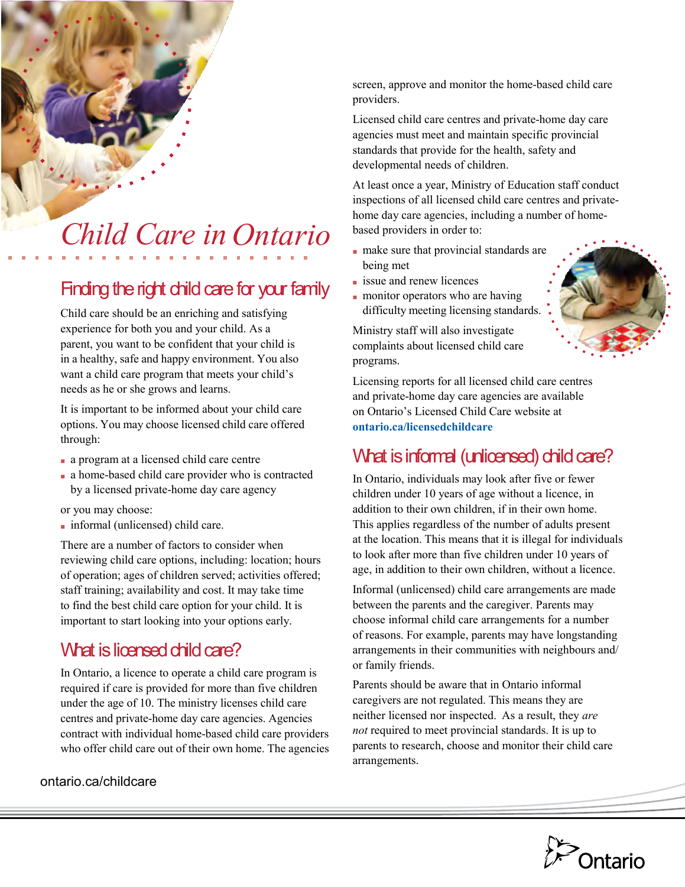# Child Care in Ontario

## Finding the right child care for your family

Child care should be an enriching and satisfying experience for both you and your child. As a parent, you want to be confident that your child is in a healthy, safe and happy environment. You also want a child care program that meets your child's needs as he or she grows and learns.

It is important to be informed about your child care options. You may choose licensed child care offered through:

- a program at a licensed child care centre
- a home-based child care provider who is contracted by a licensed private-home day care agency

or you may choose:

- informal (unlicensed) child care.

There are a number of factors to consider when reviewing child care options, including: location; hours of operation; ages of children served; activities offered; staff training; availability and cost. It may take time to find the best child care option for your child. It is important to start looking into your options early.

## What is licensed child care?

In Ontario, a licence to operate a child care program is required if care is provided for more than five children under the age of 10. The ministry licenses child care centres and private-home day care agencies. Agencies contract with individual home-based child care providers who offer child care out of their own home. The agencies screen, approve and monitor the home-based child care providers.

Licensed child care centres and private-home day care agencies must meet and maintain specific provincial standards that provide for the health, safety and developmental needs of children.

At least once a year, Ministry of Education staff conduct inspections of all licensed child care centres and private-home day care agencies, including a number of home-based providers in order to:

- make sure that provincial standards are being met
- issue and renew licences
- monitor operators who are having difficulty meeting licensing standards.

Ministry staff will also investigate complaints about licensed child care programs.

Licensing reports for all licensed child care centres and private-home day care agencies are available on Ontario's Licensed Child Care website at **ontario.ca/licensedchildcare**

## What is informal (unlicensed) child care?

In Ontario, individuals may look after five or fewer children under 10 years of age without a licence, in addition to their own children, if in their own home. This applies regardless of the number of adults present at the location. This means that it is illegal for individuals to look after more than five children under 10 years of age, in addition to their own children, without a licence.

Informal (unlicensed) child care arrangements are made between the parents and the caregiver. Parents may choose informal child care arrangements for a number of reasons. For example, parents may have longstanding arrangements in their communities with neighbours and/or family friends.

Parents should be aware that in Ontario informal caregivers are not regulated. This means they are neither licensed nor inspected. As a result, they *are not* required to meet provincial standards. It is up to parents to research, choose and monitor their child care arrangements.

ontario.ca/childcare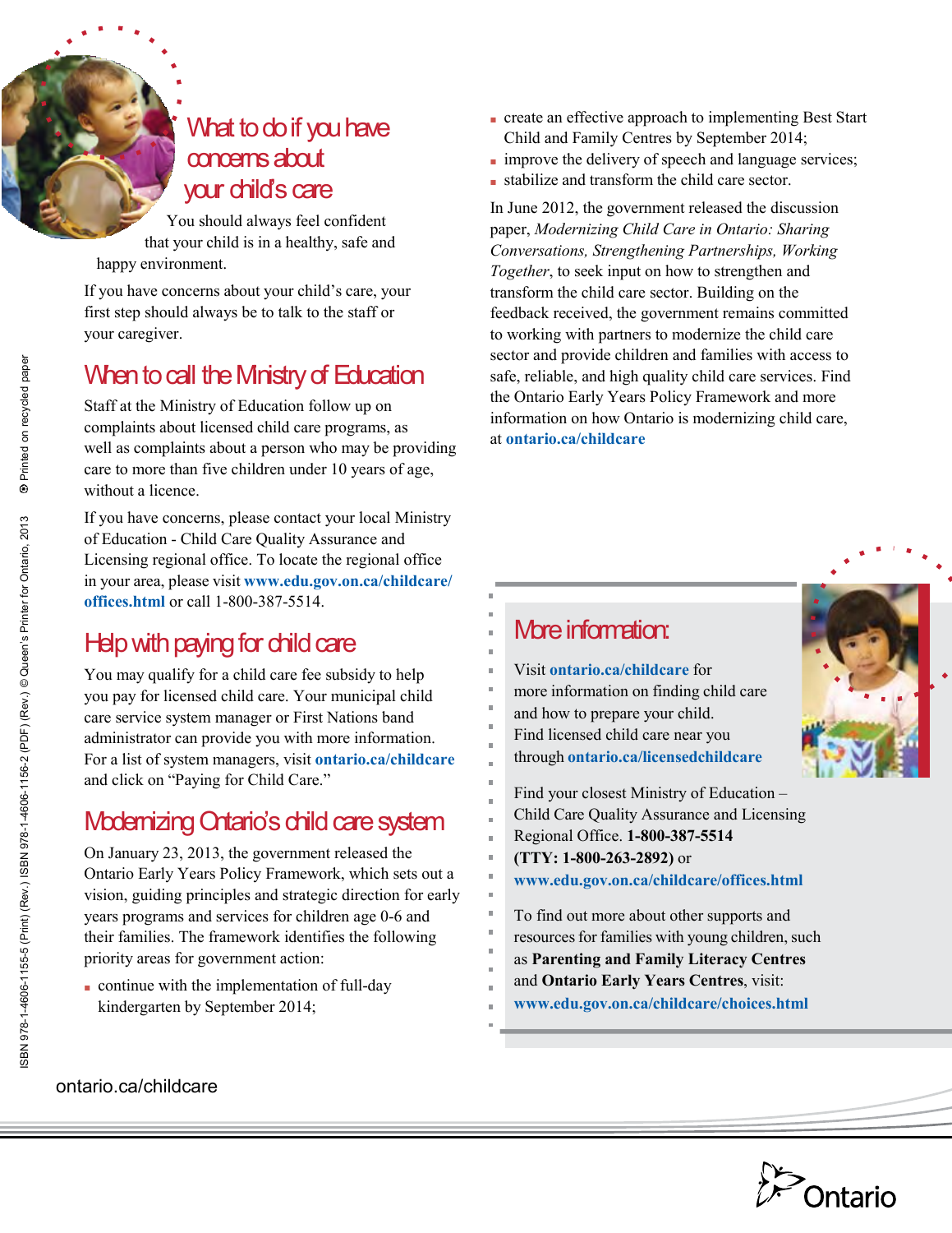## What to do if you have concerns about your child's care

You should always feel confident that your child is in a healthy, safe and happy environment.

If you have concerns about your child's care, your first step should always be to talk to the staff or your caregiver.

## When to call the Ministry of Education

Staff at the Ministry of Education follow up on complaints about licensed child care programs, as well as complaints about a person who may be providing care to more than five children under 10 years of age, without a licence.

If you have concerns, please contact your local Ministry of Education - Child Care Quality Assurance and Licensing regional office. To locate the regional office in your area, please visit **www.edu.gov.on.ca/childcare/offices.html** or call 1-800-387-5514.

## Help with paying for child care

You may qualify for a child care fee subsidy to help you pay for licensed child care. Your municipal child care service system manager or First Nations band administrator can provide you with more information. For a list of system managers, visit **ontario.ca/childcare** and click on "Paying for Child Care."

## Modernizing Ontario's child care system

On January 23, 2013, the government released the Ontario Early Years Policy Framework, which sets out a vision, guiding principles and strategic direction for early years programs and services for children age 0-6 and their families. The framework identifies the following priority areas for government action:

- continue with the implementation of full-day kindergarten by September 2014;
- create an effective approach to implementing Best Start Child and Family Centres by September 2014;
- improve the delivery of speech and language services;
- stabilize and transform the child care sector.

In June 2012, the government released the discussion paper, *Modernizing Child Care in Ontario: Sharing Conversations, Strengthening Partnerships, Working Together*, to seek input on how to strengthen and transform the child care sector. Building on the feedback received, the government remains committed to working with partners to modernize the child care sector and provide children and families with access to safe, reliable, and high quality child care services. Find the Ontario Early Years Policy Framework and more information on how Ontario is modernizing child care, at **ontario.ca/childcare**

## More information:

Visit **ontario.ca/childcare** for more information on finding child care and how to prepare your child. Find licensed child care near you through **ontario.ca/licensedchildcare**

Find your closest Ministry of Education – Child Care Quality Assurance and Licensing Regional Office. **1-800-387-5514 (TTY: 1-800-263-2892)** or **www.edu.gov.on.ca/childcare/offices.html**

To find out more about other supports and resources for families with young children, such as **Parenting and Family Literacy Centres** and **Ontario Early Years Centres**, visit: **www.edu.gov.on.ca/childcare/choices.html**

ISBN 978-1-4606-1155-5 (Print) (Rev.) ISBN 978-1-4606-1156-2 (PDF) (Rev.) © Queen's Printer for Ontario, 2013 ♻ Printed on recycled paper

ontario.ca/childcare

Ontario